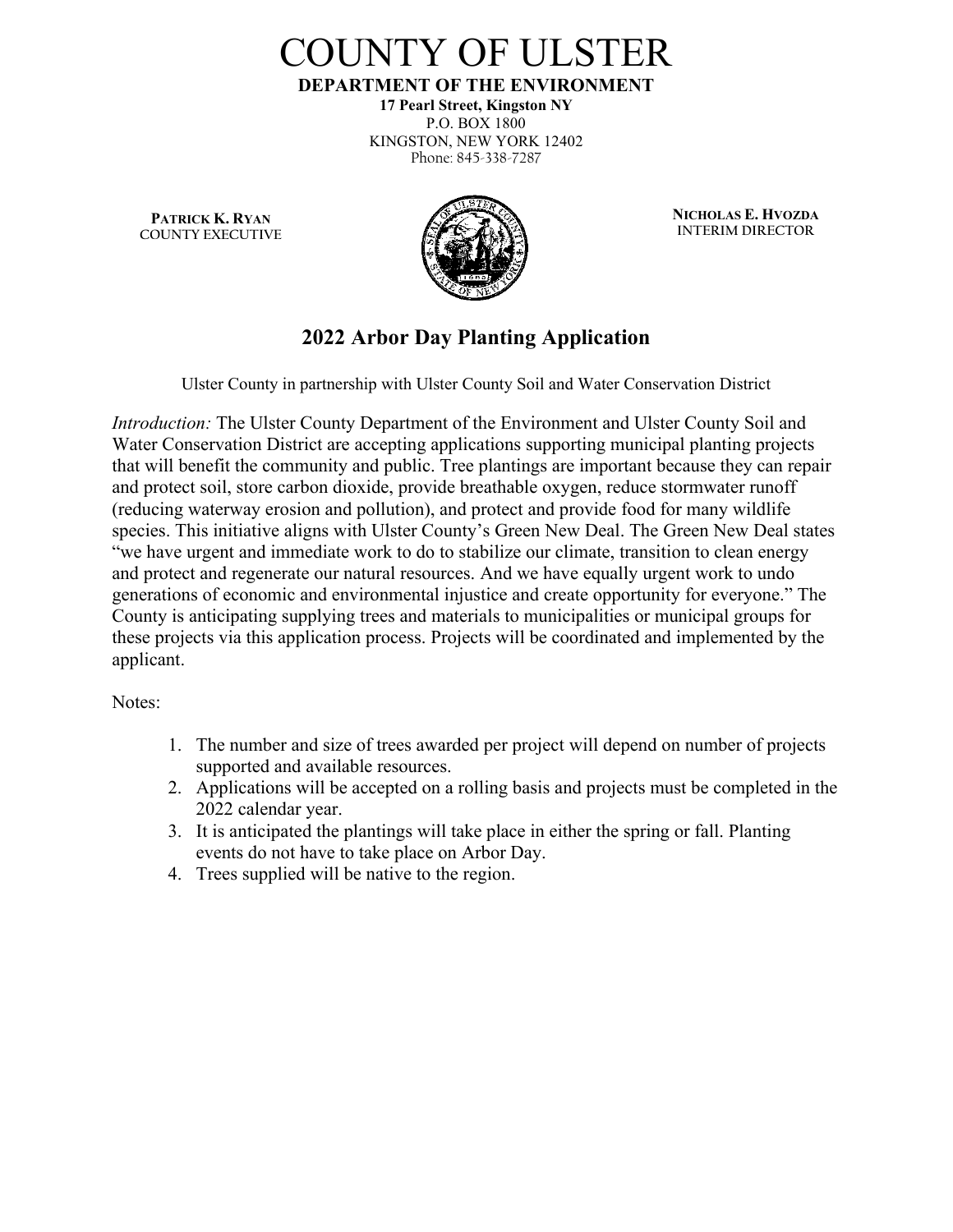# COUNTY OF ULSTER

**DEPARTMENT OF THE ENVIRONMENT**

**17 Pearl Street, Kingston NY**
P.O. BOX 1800
KINGSTON, NEW YORK 12402
Phone: 845-338-7287

**PATRICK K. RYAN**
COUNTY EXECUTIVE

**NICHOLAS E. HVOZDA**
INTERIM DIRECTOR

## 2022 Arbor Day Planting Application

Ulster County in partnership with Ulster County Soil and Water Conservation District

*Introduction:* The Ulster County Department of the Environment and Ulster County Soil and Water Conservation District are accepting applications supporting municipal planting projects that will benefit the community and public. Tree plantings are important because they can repair and protect soil, store carbon dioxide, provide breathable oxygen, reduce stormwater runoff (reducing waterway erosion and pollution), and protect and provide food for many wildlife species. This initiative aligns with Ulster County's Green New Deal. The Green New Deal states "we have urgent and immediate work to do to stabilize our climate, transition to clean energy and protect and regenerate our natural resources. And we have equally urgent work to undo generations of economic and environmental injustice and create opportunity for everyone." The County is anticipating supplying trees and materials to municipalities or municipal groups for these projects via this application process. Projects will be coordinated and implemented by the applicant.

Notes:

1. The number and size of trees awarded per project will depend on number of projects supported and available resources.
2. Applications will be accepted on a rolling basis and projects must be completed in the 2022 calendar year.
3. It is anticipated the plantings will take place in either the spring or fall. Planting events do not have to take place on Arbor Day.
4. Trees supplied will be native to the region.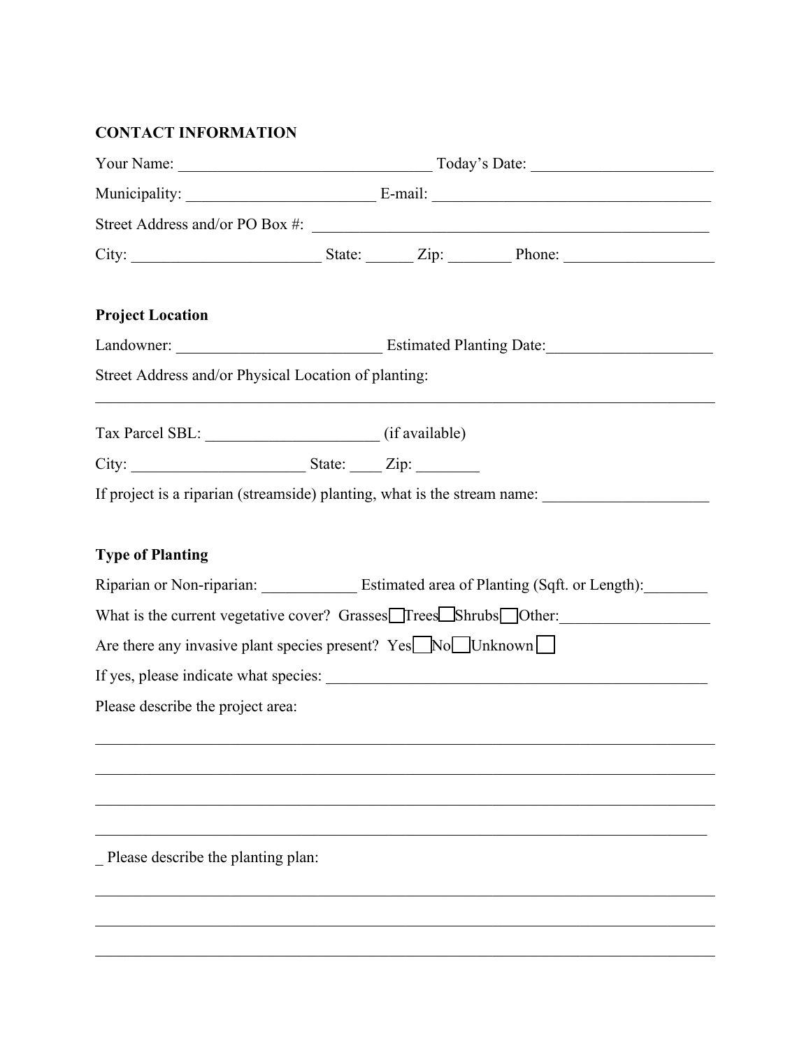**CONTACT INFORMATION**

Your Name: ________________________________ Today's Date: _______________________

Municipality: ________________________ E-mail: ___________________________________

Street Address and/or PO Box #: ____________________________________________________

City: ________________________ State: ______ Zip: ________ Phone: __________________

**Project Location**

Landowner: __________________________ Estimated Planting Date:_____________________

Street Address and/or Physical Location of planting:

_____________________________________________________________________________

Tax Parcel SBL: ______________________ (if available)

City: ______________________ State: ____ Zip: ________

If project is a riparian (streamside) planting, what is the stream name: ____________________

**Type of Planting**

Riparian or Non-riparian: ____________ Estimated area of Planting (Sqft. or Length):________

What is the current vegetative cover? Grasses ☐ Trees ☐ Shrubs ☐ Other:___________________

Are there any invasive plant species present? Yes ☐ No ☐ Unknown ☐

If yes, please indicate what species: _________________________________________________

Please describe the project area:

_____________________________________________________________________________

_____________________________________________________________________________

_____________________________________________________________________________

_____________________________________________________________________________

_ Please describe the planting plan:

_____________________________________________________________________________

_____________________________________________________________________________

_____________________________________________________________________________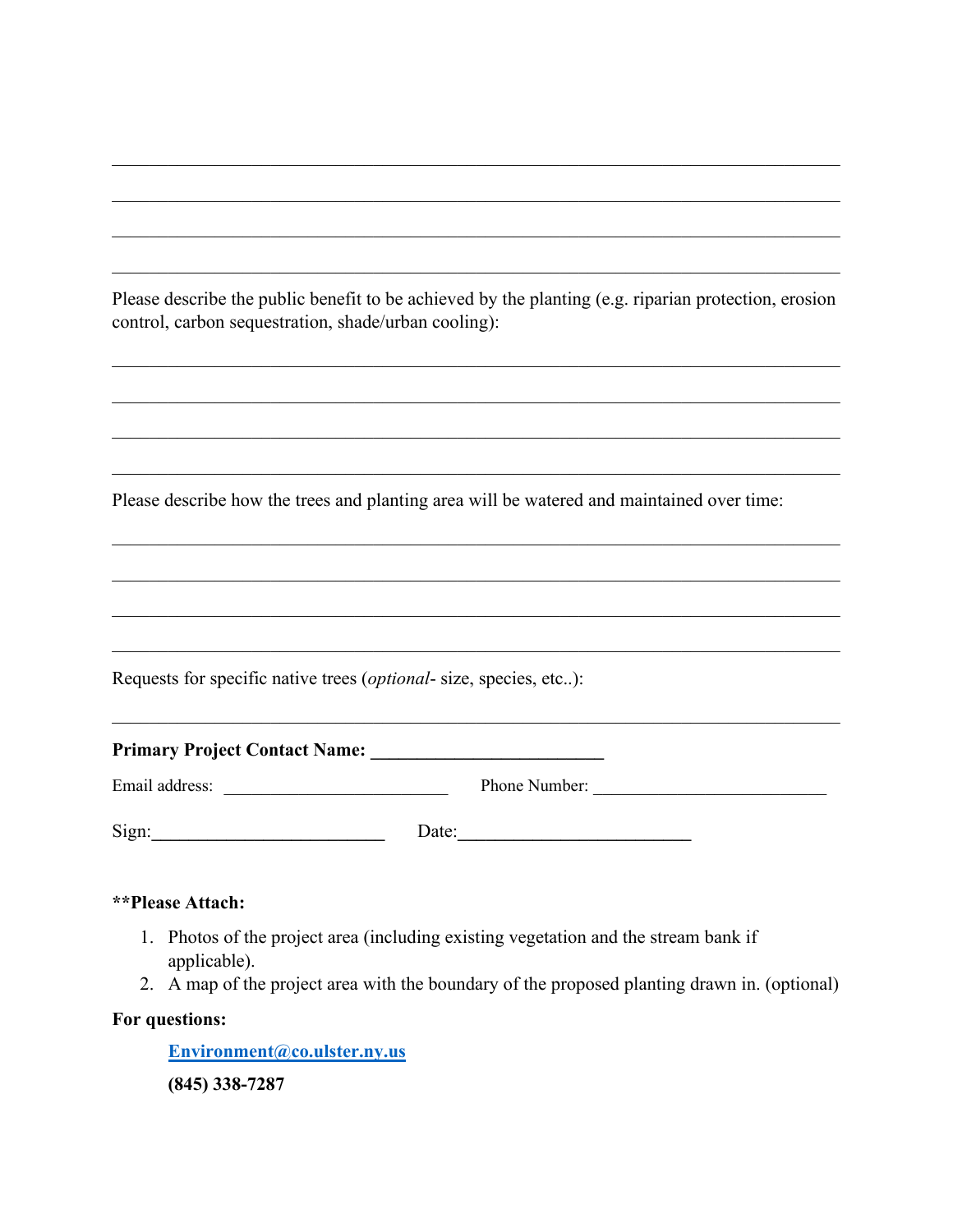\_\_\_\_\_\_\_\_\_\_\_\_\_\_\_\_\_\_\_\_\_\_\_\_\_\_\_\_\_\_\_\_\_\_\_\_\_\_\_\_\_\_\_\_\_\_\_\_\_\_\_\_\_\_\_\_\_\_\_\_\_\_\_\_\_\_\_\_\_\_\_\_\_\_\_\_

\_\_\_\_\_\_\_\_\_\_\_\_\_\_\_\_\_\_\_\_\_\_\_\_\_\_\_\_\_\_\_\_\_\_\_\_\_\_\_\_\_\_\_\_\_\_\_\_\_\_\_\_\_\_\_\_\_\_\_\_\_\_\_\_\_\_\_\_\_\_\_\_\_\_\_\_

\_\_\_\_\_\_\_\_\_\_\_\_\_\_\_\_\_\_\_\_\_\_\_\_\_\_\_\_\_\_\_\_\_\_\_\_\_\_\_\_\_\_\_\_\_\_\_\_\_\_\_\_\_\_\_\_\_\_\_\_\_\_\_\_\_\_\_\_\_\_\_\_\_\_\_\_

\_\_\_\_\_\_\_\_\_\_\_\_\_\_\_\_\_\_\_\_\_\_\_\_\_\_\_\_\_\_\_\_\_\_\_\_\_\_\_\_\_\_\_\_\_\_\_\_\_\_\_\_\_\_\_\_\_\_\_\_\_\_\_\_\_\_\_\_\_\_\_\_\_\_\_\_

Please describe the public benefit to be achieved by the planting (e.g. riparian protection, erosion control, carbon sequestration, shade/urban cooling):

\_\_\_\_\_\_\_\_\_\_\_\_\_\_\_\_\_\_\_\_\_\_\_\_\_\_\_\_\_\_\_\_\_\_\_\_\_\_\_\_\_\_\_\_\_\_\_\_\_\_\_\_\_\_\_\_\_\_\_\_\_\_\_\_\_\_\_\_\_\_\_\_\_\_\_\_

\_\_\_\_\_\_\_\_\_\_\_\_\_\_\_\_\_\_\_\_\_\_\_\_\_\_\_\_\_\_\_\_\_\_\_\_\_\_\_\_\_\_\_\_\_\_\_\_\_\_\_\_\_\_\_\_\_\_\_\_\_\_\_\_\_\_\_\_\_\_\_\_\_\_\_\_

\_\_\_\_\_\_\_\_\_\_\_\_\_\_\_\_\_\_\_\_\_\_\_\_\_\_\_\_\_\_\_\_\_\_\_\_\_\_\_\_\_\_\_\_\_\_\_\_\_\_\_\_\_\_\_\_\_\_\_\_\_\_\_\_\_\_\_\_\_\_\_\_\_\_\_\_

\_\_\_\_\_\_\_\_\_\_\_\_\_\_\_\_\_\_\_\_\_\_\_\_\_\_\_\_\_\_\_\_\_\_\_\_\_\_\_\_\_\_\_\_\_\_\_\_\_\_\_\_\_\_\_\_\_\_\_\_\_\_\_\_\_\_\_\_\_\_\_\_\_\_\_\_

Please describe how the trees and planting area will be watered and maintained over time:

\_\_\_\_\_\_\_\_\_\_\_\_\_\_\_\_\_\_\_\_\_\_\_\_\_\_\_\_\_\_\_\_\_\_\_\_\_\_\_\_\_\_\_\_\_\_\_\_\_\_\_\_\_\_\_\_\_\_\_\_\_\_\_\_\_\_\_\_\_\_\_\_\_\_\_\_

\_\_\_\_\_\_\_\_\_\_\_\_\_\_\_\_\_\_\_\_\_\_\_\_\_\_\_\_\_\_\_\_\_\_\_\_\_\_\_\_\_\_\_\_\_\_\_\_\_\_\_\_\_\_\_\_\_\_\_\_\_\_\_\_\_\_\_\_\_\_\_\_\_\_\_\_

\_\_\_\_\_\_\_\_\_\_\_\_\_\_\_\_\_\_\_\_\_\_\_\_\_\_\_\_\_\_\_\_\_\_\_\_\_\_\_\_\_\_\_\_\_\_\_\_\_\_\_\_\_\_\_\_\_\_\_\_\_\_\_\_\_\_\_\_\_\_\_\_\_\_\_\_

\_\_\_\_\_\_\_\_\_\_\_\_\_\_\_\_\_\_\_\_\_\_\_\_\_\_\_\_\_\_\_\_\_\_\_\_\_\_\_\_\_\_\_\_\_\_\_\_\_\_\_\_\_\_\_\_\_\_\_\_\_\_\_\_\_\_\_\_\_\_\_\_\_\_\_\_

Requests for specific native trees (*optional*- size, species, etc..):

\_\_\_\_\_\_\_\_\_\_\_\_\_\_\_\_\_\_\_\_\_\_\_\_\_\_\_\_\_\_\_\_\_\_\_\_\_\_\_\_\_\_\_\_\_\_\_\_\_\_\_\_\_\_\_\_\_\_\_\_\_\_\_\_\_\_\_\_\_\_\_\_\_\_\_\_

**Primary Project Contact Name: \_\_\_\_\_\_\_\_\_\_\_\_\_\_\_\_\_\_\_\_\_\_\_\_\_\_**

Email address: \_\_\_\_\_\_\_\_\_\_\_\_\_\_\_\_\_\_\_\_\_\_\_\_\_\_ Phone Number: \_\_\_\_\_\_\_\_\_\_\_\_\_\_\_\_\_\_\_\_\_\_\_\_\_\_\_

Sign:\_\_\_\_\_\_\_\_\_\_\_\_\_\_\_\_\_\_\_\_\_\_\_\_\_\_ Date:\_\_\_\_\_\_\_\_\_\_\_\_\_\_\_\_\_\_\_\_\_\_\_\_\_\_

**\*\*Please Attach:**

1. Photos of the project area (including existing vegetation and the stream bank if applicable).
2. A map of the project area with the boundary of the proposed planting drawn in. (optional)

**For questions:**

**Environment@co.ulster.ny.us**

**(845) 338-7287**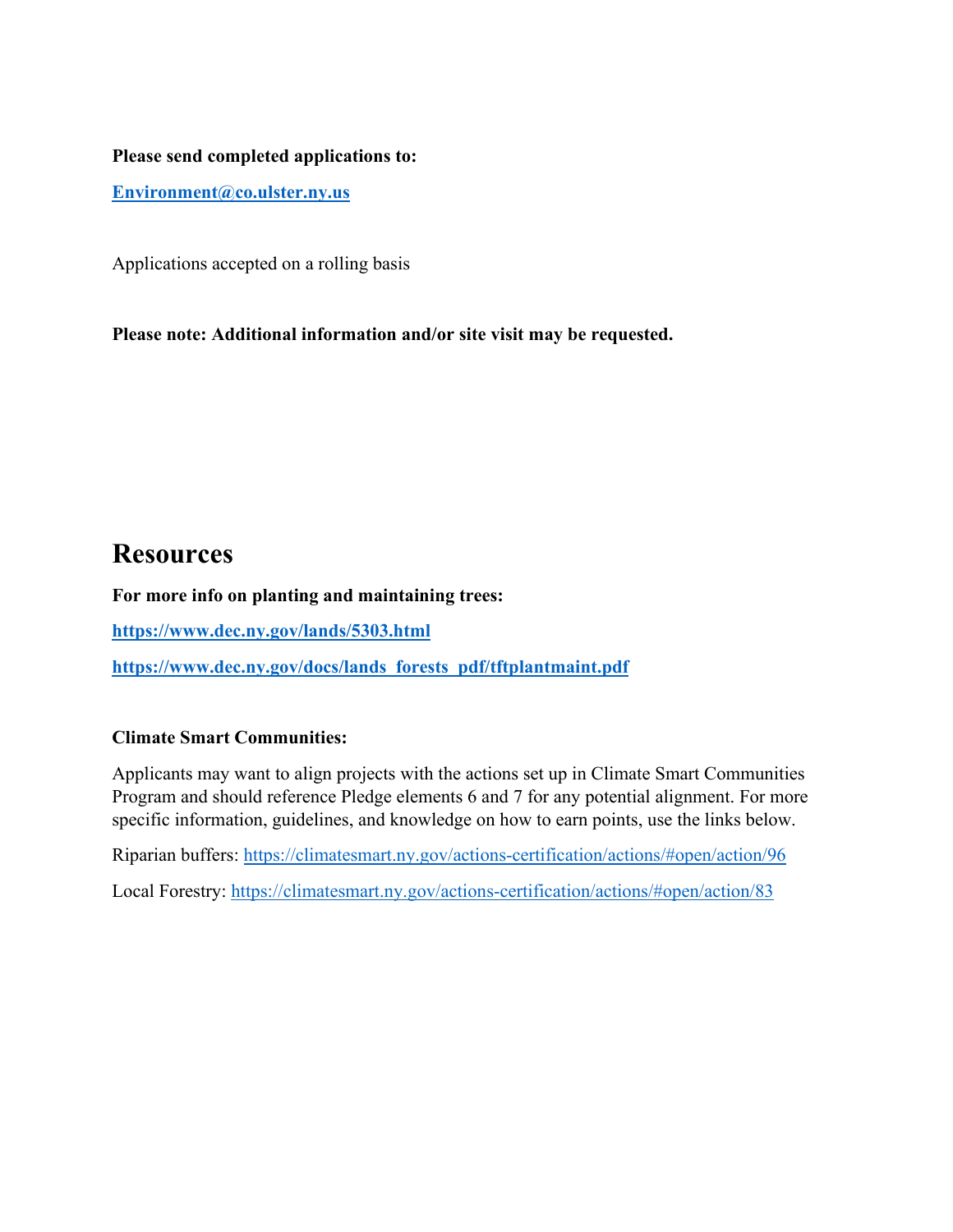**Please send completed applications to:**

**Environment@co.ulster.ny.us**

Applications accepted on a rolling basis

**Please note: Additional information and/or site visit may be requested.**

# Resources

**For more info on planting and maintaining trees:**

**https://www.dec.ny.gov/lands/5303.html**

**https://www.dec.ny.gov/docs/lands_forests_pdf/tftplantmaint.pdf**

**Climate Smart Communities:**

Applicants may want to align projects with the actions set up in Climate Smart Communities Program and should reference Pledge elements 6 and 7 for any potential alignment. For more specific information, guidelines, and knowledge on how to earn points, use the links below.

Riparian buffers: https://climatesmart.ny.gov/actions-certification/actions/#open/action/96

Local Forestry: https://climatesmart.ny.gov/actions-certification/actions/#open/action/83